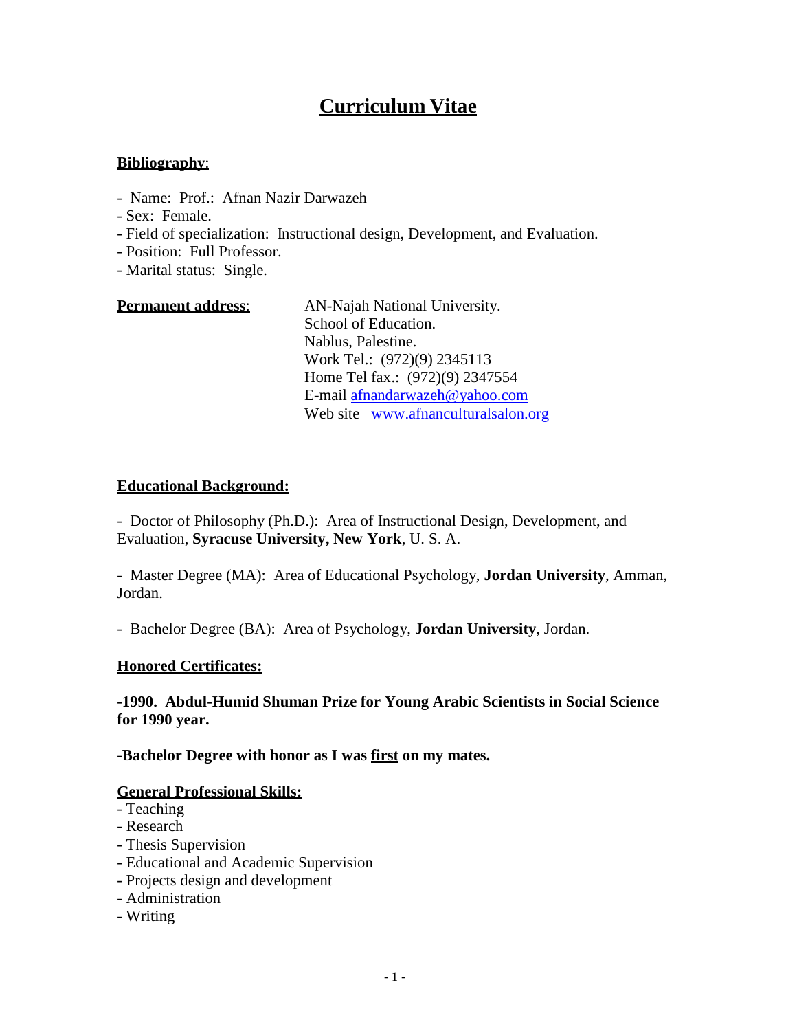# Curriculum Vitae

**Bibliography**:

- Name: Prof.: Afnan Nazir Darwazeh
- Sex: Female.
- Field of specialization: Instructional design, Development, and Evaluation.
- Position: Full Professor.
- Marital status: Single.

**Permanent address**:

AN-Najah National University.
School of Education.
Nablus, Palestine.
Work Tel.: (972)(9) 2345113
Home Tel fax.: (972)(9) 2347554
E-mail afnandarwazeh@yahoo.com
Web site www.afnanculturalsalon.org

**Educational Background:**

- Doctor of Philosophy (Ph.D.): Area of Instructional Design, Development, and Evaluation, **Syracuse University, New York**, U. S. A.

- Master Degree (MA): Area of Educational Psychology, **Jordan University**, Amman, Jordan.

- Bachelor Degree (BA): Area of Psychology, **Jordan University**, Jordan.

**Honored Certificates:**

**-1990. Abdul-Humid Shuman Prize for Young Arabic Scientists in Social Science for 1990 year.**

**-Bachelor Degree with honor as I was first on my mates.**

**General Professional Skills:**

- Teaching
- Research
- Thesis Supervision
- Educational and Academic Supervision
- Projects design and development
- Administration
- Writing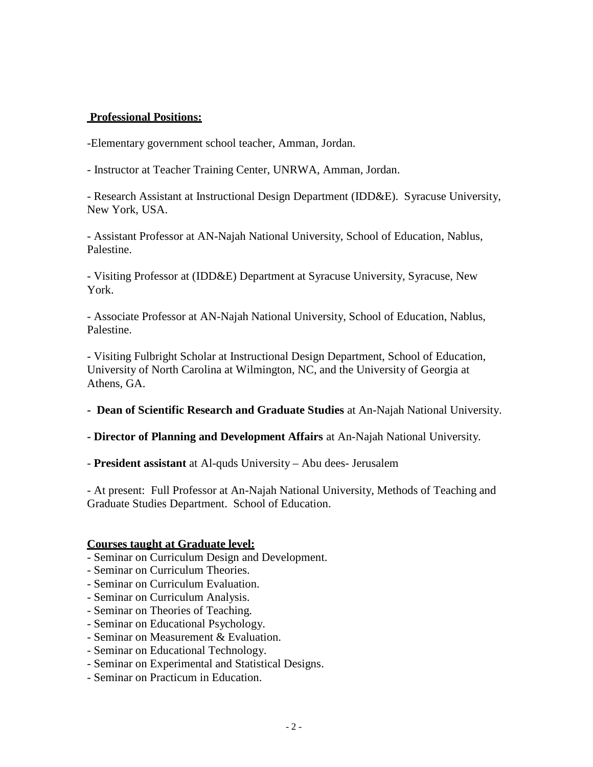**Professional Positions:**

-Elementary government school teacher, Amman, Jordan.

- Instructor at Teacher Training Center, UNRWA, Amman, Jordan.

- Research Assistant at Instructional Design Department (IDD&E). Syracuse University, New York, USA.

- Assistant Professor at AN-Najah National University, School of Education, Nablus, Palestine.

- Visiting Professor at (IDD&E) Department at Syracuse University, Syracuse, New York.

- Associate Professor at AN-Najah National University, School of Education, Nablus, Palestine.

- Visiting Fulbright Scholar at Instructional Design Department, School of Education, University of North Carolina at Wilmington, NC, and the University of Georgia at Athens, GA.

- **Dean of Scientific Research and Graduate Studies** at An-Najah National University.

- **Director of Planning and Development Affairs** at An-Najah National University.

- **President assistant** at Al-quds University – Abu dees- Jerusalem

- At present: Full Professor at An-Najah National University, Methods of Teaching and Graduate Studies Department. School of Education.

**Courses taught at Graduate level:**

- Seminar on Curriculum Design and Development.
- Seminar on Curriculum Theories.
- Seminar on Curriculum Evaluation.
- Seminar on Curriculum Analysis.
- Seminar on Theories of Teaching.
- Seminar on Educational Psychology.
- Seminar on Measurement & Evaluation.
- Seminar on Educational Technology.
- Seminar on Experimental and Statistical Designs.
- Seminar on Practicum in Education.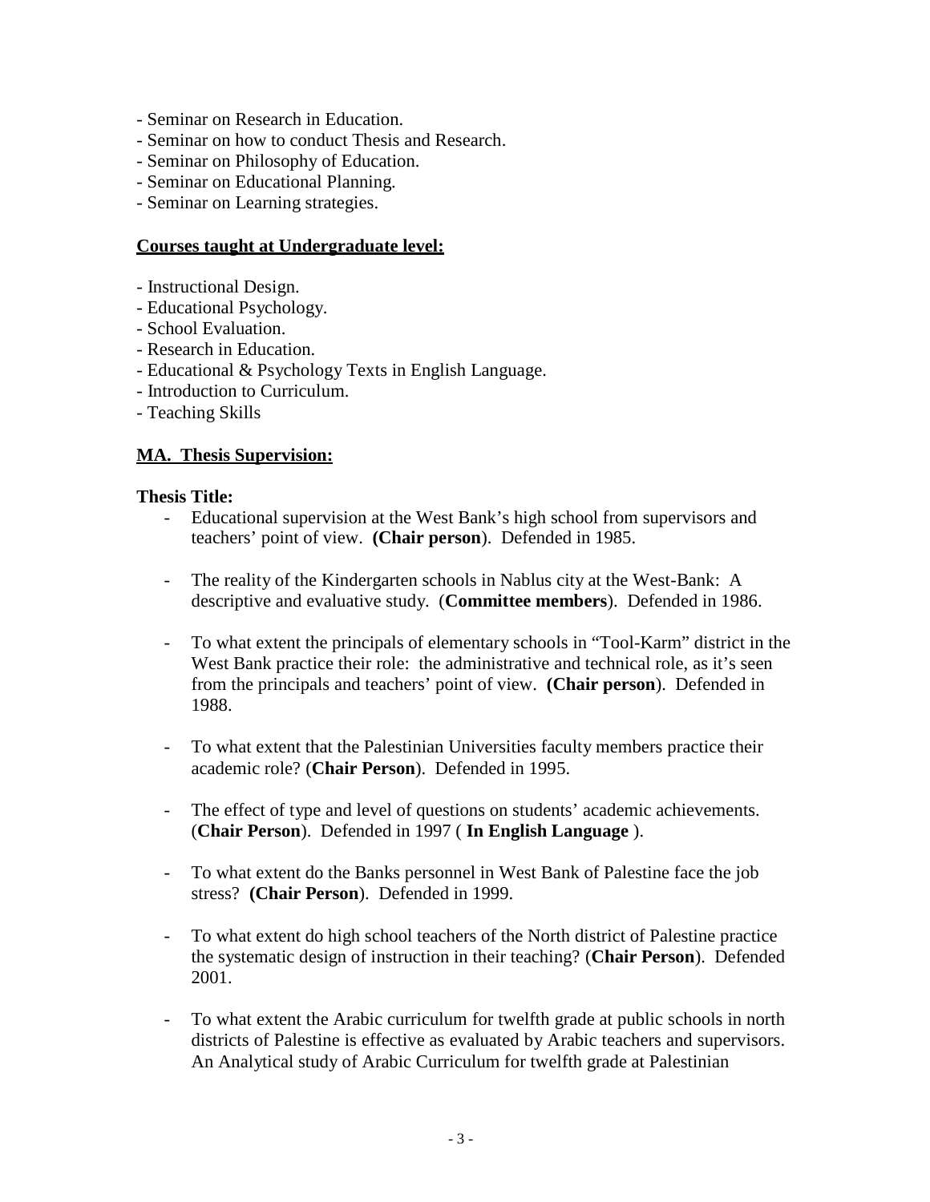- Seminar on Research in Education.
- Seminar on how to conduct Thesis and Research.
- Seminar on Philosophy of Education.
- Seminar on Educational Planning.
- Seminar on Learning strategies.

**Courses taught at Undergraduate level:**

- Instructional Design.
- Educational Psychology.
- School Evaluation.
- Research in Education.
- Educational & Psychology Texts in English Language.
- Introduction to Curriculum.
- Teaching Skills

**MA. Thesis Supervision:**

**Thesis Title:**

- Educational supervision at the West Bank's high school from supervisors and teachers' point of view. **(Chair person)**. Defended in 1985.

- The reality of the Kindergarten schools in Nablus city at the West-Bank: A descriptive and evaluative study. (**Committee members**). Defended in 1986.

- To what extent the principals of elementary schools in "Tool-Karm" district in the West Bank practice their role: the administrative and technical role, as it's seen from the principals and teachers' point of view. **(Chair person)**. Defended in 1988.

- To what extent that the Palestinian Universities faculty members practice their academic role? (**Chair Person**). Defended in 1995.

- The effect of type and level of questions on students' academic achievements. (**Chair Person**). Defended in 1997 ( **In English Language** ).

- To what extent do the Banks personnel in West Bank of Palestine face the job stress? **(Chair Person)**. Defended in 1999.

- To what extent do high school teachers of the North district of Palestine practice the systematic design of instruction in their teaching? (**Chair Person**). Defended 2001.

- To what extent the Arabic curriculum for twelfth grade at public schools in north districts of Palestine is effective as evaluated by Arabic teachers and supervisors. An Analytical study of Arabic Curriculum for twelfth grade at Palestinian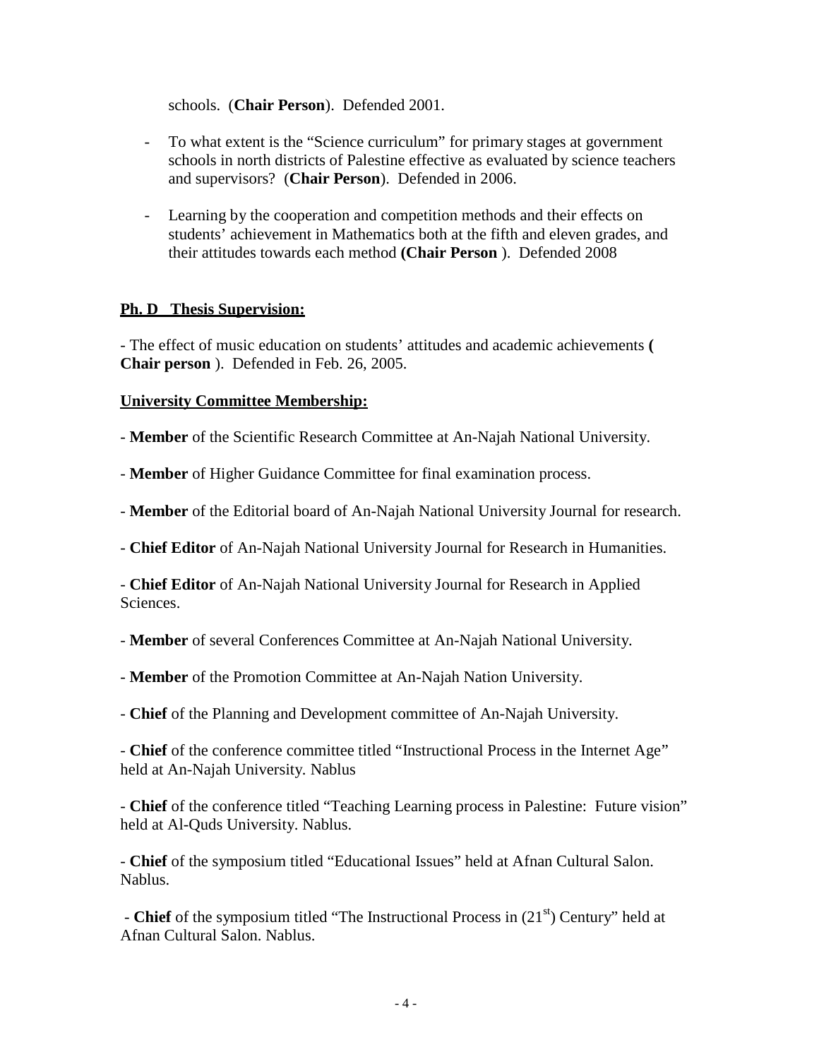schools. (**Chair Person**). Defended 2001.

- To what extent is the "Science curriculum" for primary stages at government schools in north districts of Palestine effective as evaluated by science teachers and supervisors? (**Chair Person**). Defended in 2006.

- Learning by the cooperation and competition methods and their effects on students' achievement in Mathematics both at the fifth and eleven grades, and their attitudes towards each method **(Chair Person** ). Defended 2008

**<u>Ph. D Thesis Supervision:</u>**

- The effect of music education on students' attitudes and academic achievements **( Chair person** ). Defended in Feb. 26, 2005.

**<u>University Committee Membership:</u>**

- **Member** of the Scientific Research Committee at An-Najah National University.

- **Member** of Higher Guidance Committee for final examination process.

- **Member** of the Editorial board of An-Najah National University Journal for research.

- **Chief Editor** of An-Najah National University Journal for Research in Humanities.

- **Chief Editor** of An-Najah National University Journal for Research in Applied Sciences.

- **Member** of several Conferences Committee at An-Najah National University.

- **Member** of the Promotion Committee at An-Najah Nation University.

- **Chief** of the Planning and Development committee of An-Najah University.

- **Chief** of the conference committee titled "Instructional Process in the Internet Age" held at An-Najah University. Nablus

- **Chief** of the conference titled "Teaching Learning process in Palestine: Future vision" held at Al-Quds University. Nablus.

- **Chief** of the symposium titled "Educational Issues" held at Afnan Cultural Salon. Nablus.

- **Chief** of the symposium titled "The Instructional Process in ($21^{st}$) Century" held at Afnan Cultural Salon. Nablus.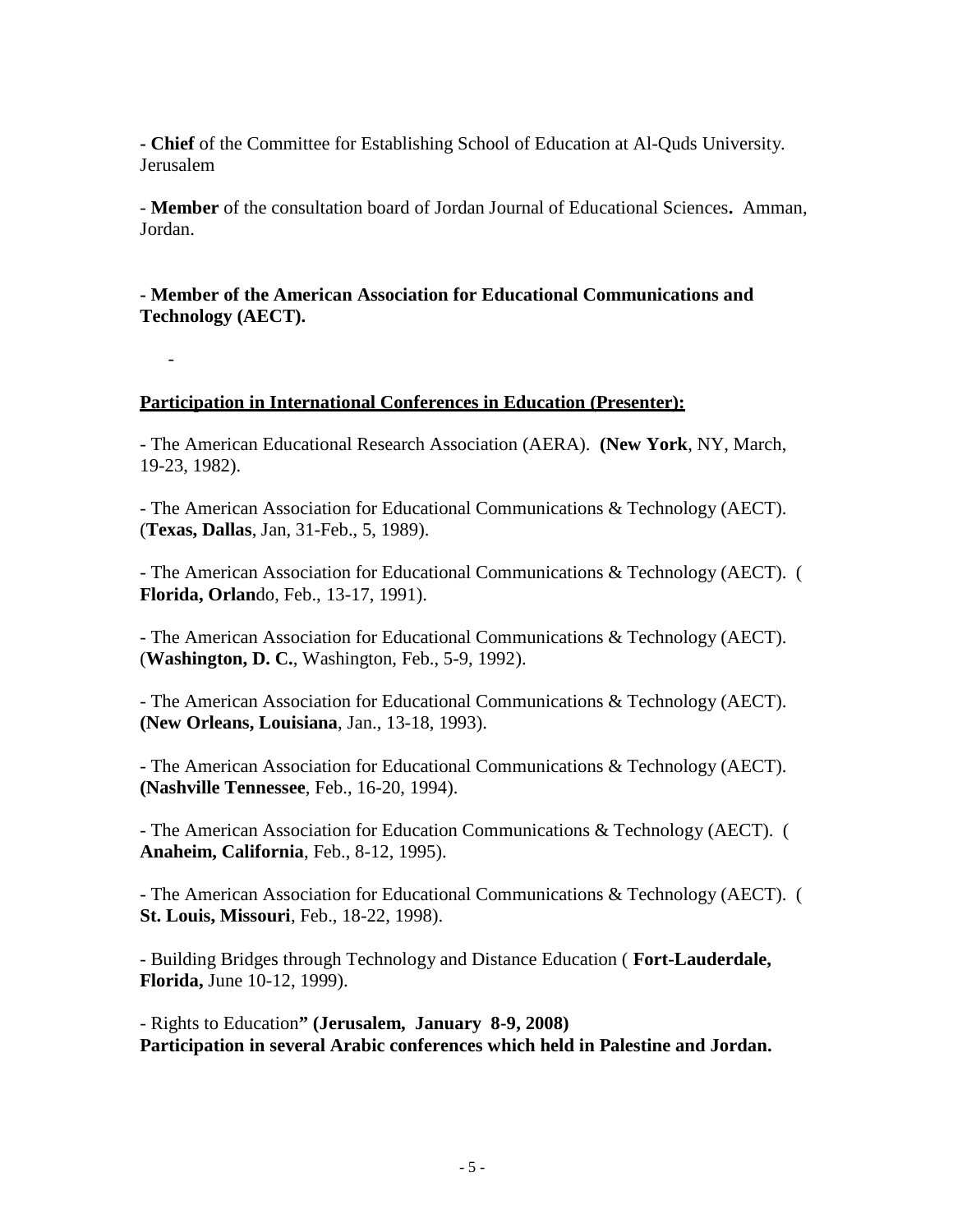- **Chief** of the Committee for Establishing School of Education at Al-Quds University. Jerusalem

- **Member** of the consultation board of Jordan Journal of Educational Sciences**.** Amman, Jordan.

**- Member of the American Association for Educational Communications and Technology (AECT).**

-

**<u>Participation in International Conferences in Education (Presenter):</u>**

- The American Educational Research Association (AERA). **(New York**, NY, March, 19-23, 1982).

- The American Association for Educational Communications & Technology (AECT). (**Texas, Dallas**, Jan, 31-Feb., 5, 1989).

- The American Association for Educational Communications & Technology (AECT). ( **Florida, Orlan**do, Feb., 13-17, 1991).

- The American Association for Educational Communications & Technology (AECT). (**Washington, D. C.**, Washington, Feb., 5-9, 1992).

- The American Association for Educational Communications & Technology (AECT). **(New Orleans, Louisiana**, Jan., 13-18, 1993).

- The American Association for Educational Communications & Technology (AECT). **(Nashville Tennessee**, Feb., 16-20, 1994).

- The American Association for Education Communications & Technology (AECT). ( **Anaheim, California**, Feb., 8-12, 1995).

- The American Association for Educational Communications & Technology (AECT). ( **St. Louis, Missouri**, Feb., 18-22, 1998).

- Building Bridges through Technology and Distance Education ( **Fort-Lauderdale, Florida,** June 10-12, 1999).

- Rights to Education**" (Jerusalem, January 8-9, 2008)**
**Participation in several Arabic conferences which held in Palestine and Jordan.**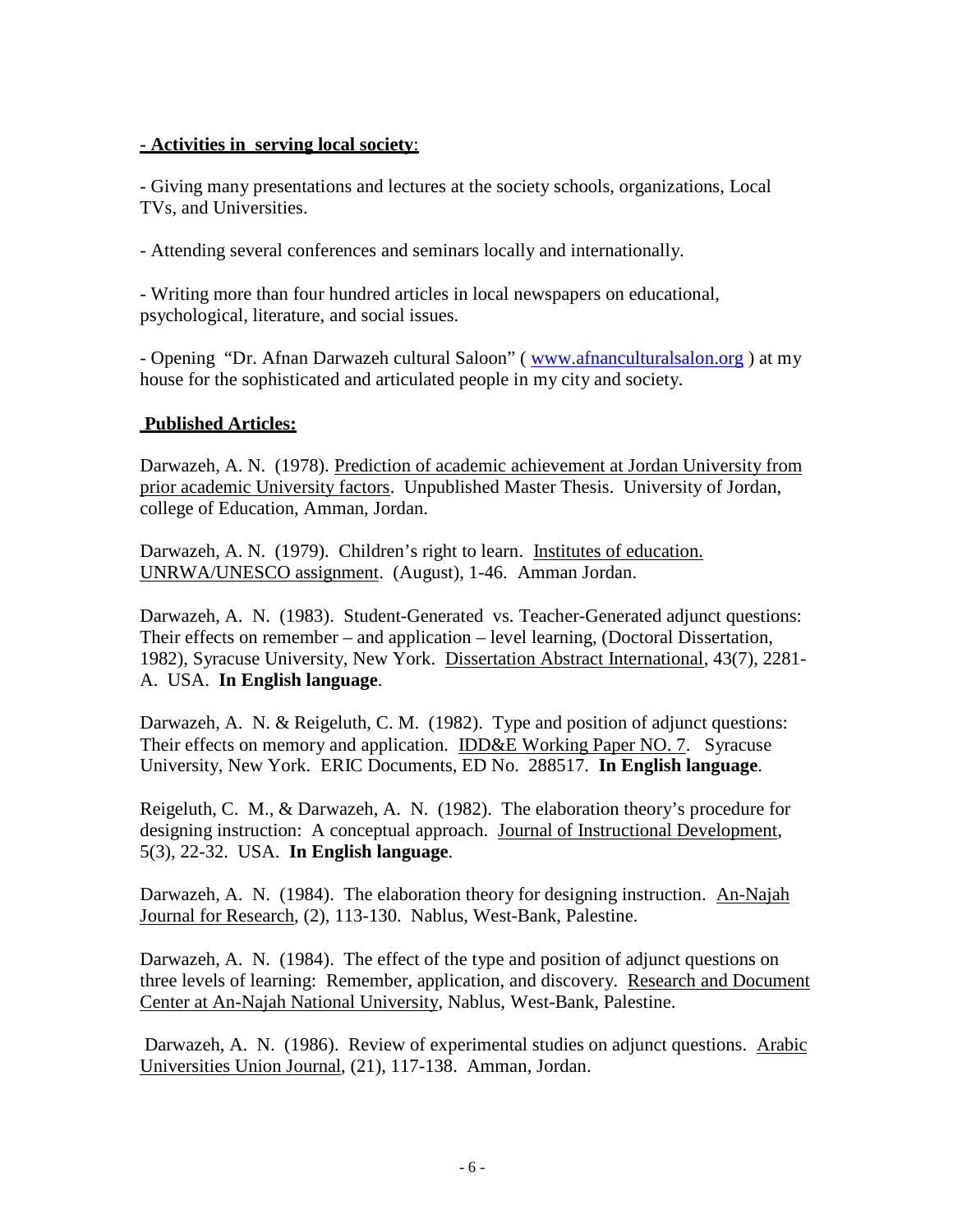**<u>- Activities in serving local society</u>**:

- Giving many presentations and lectures at the society schools, organizations, Local TVs, and Universities.

- Attending several conferences and seminars locally and internationally.

- Writing more than four hundred articles in local newspapers on educational, psychological, literature, and social issues.

- Opening "Dr. Afnan Darwazeh cultural Saloon" ( www.afnanculturalsalon.org ) at my house for the sophisticated and articulated people in my city and society.

**<u>Published Articles:</u>**

Darwazeh, A. N. (1978). <u>Prediction of academic achievement at Jordan University from prior academic University factors</u>. Unpublished Master Thesis. University of Jordan, college of Education, Amman, Jordan.

Darwazeh, A. N. (1979). Children's right to learn. <u>Institutes of education. UNRWA/UNESCO assignment</u>. (August), 1-46. Amman Jordan.

Darwazeh, A. N. (1983). Student-Generated vs. Teacher-Generated adjunct questions: Their effects on remember – and application – level learning, (Doctoral Dissertation, 1982), Syracuse University, New York. <u>Dissertation Abstract International</u>, 43(7), 2281-A. USA. **In English language**.

Darwazeh, A. N. & Reigeluth, C. M. (1982). Type and position of adjunct questions: Their effects on memory and application. <u>IDD&E Working Paper NO. 7</u>. Syracuse University, New York. ERIC Documents, ED No. 288517. **In English language**.

Reigeluth, C. M., & Darwazeh, A. N. (1982). The elaboration theory's procedure for designing instruction: A conceptual approach. <u>Journal of Instructional Development</u>, 5(3), 22-32. USA. **In English language**.

Darwazeh, A. N. (1984). The elaboration theory for designing instruction. <u>An-Najah Journal for Research</u>, (2), 113-130. Nablus, West-Bank, Palestine.

Darwazeh, A. N. (1984). The effect of the type and position of adjunct questions on three levels of learning: Remember, application, and discovery. <u>Research and Document Center at An-Najah National University</u>, Nablus, West-Bank, Palestine.

Darwazeh, A. N. (1986). Review of experimental studies on adjunct questions. <u>Arabic Universities Union Journal</u>, (21), 117-138. Amman, Jordan.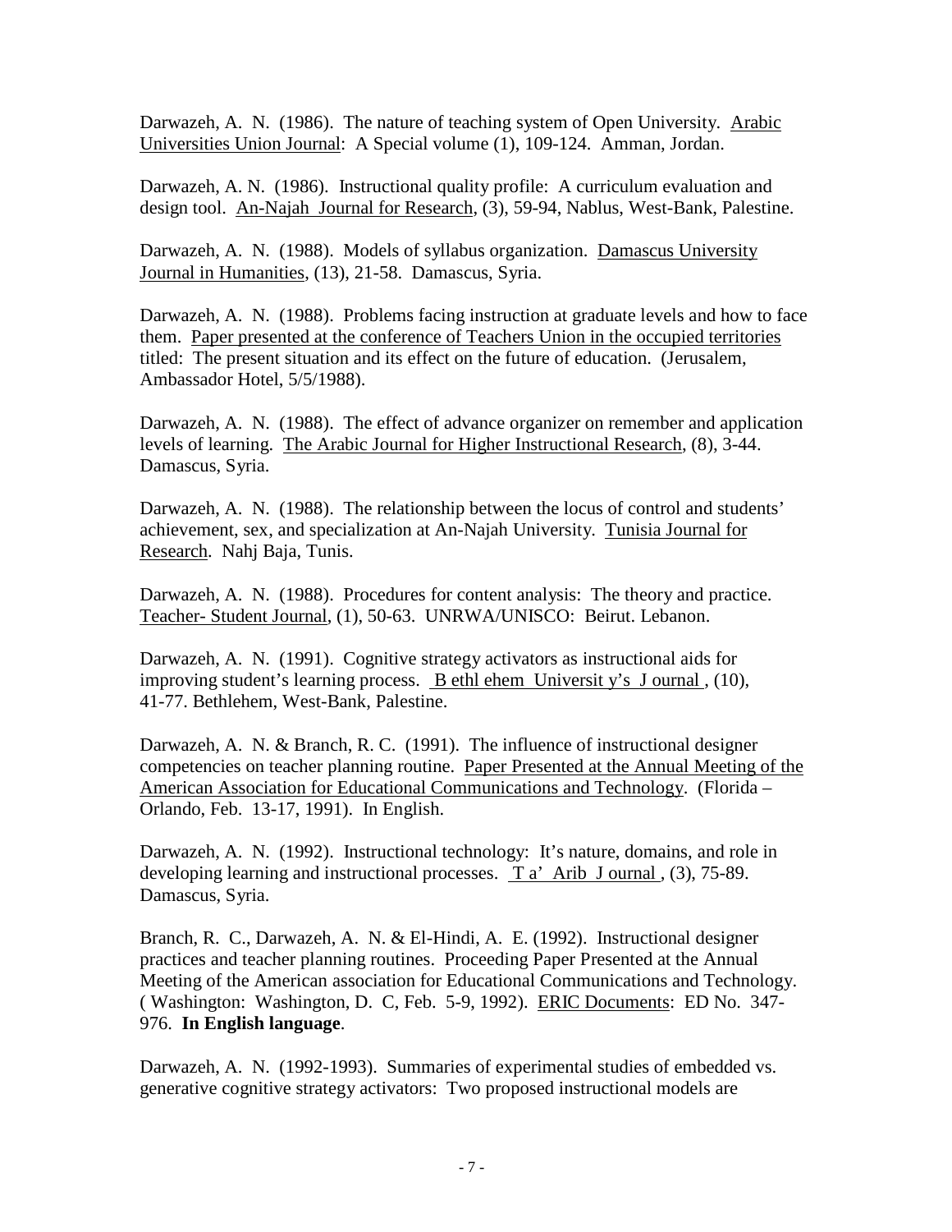Darwazeh, A. N. (1986). The nature of teaching system of Open University. Arabic Universities Union Journal: A Special volume (1), 109-124. Amman, Jordan.

Darwazeh, A. N. (1986). Instructional quality profile: A curriculum evaluation and design tool. An-Najah Journal for Research, (3), 59-94, Nablus, West-Bank, Palestine.

Darwazeh, A. N. (1988). Models of syllabus organization. Damascus University Journal in Humanities, (13), 21-58. Damascus, Syria.

Darwazeh, A. N. (1988). Problems facing instruction at graduate levels and how to face them. Paper presented at the conference of Teachers Union in the occupied territories titled: The present situation and its effect on the future of education. (Jerusalem, Ambassador Hotel, 5/5/1988).

Darwazeh, A. N. (1988). The effect of advance organizer on remember and application levels of learning. The Arabic Journal for Higher Instructional Research, (8), 3-44. Damascus, Syria.

Darwazeh, A. N. (1988). The relationship between the locus of control and students' achievement, sex, and specialization at An-Najah University. Tunisia Journal for Research. Nahj Baja, Tunis.

Darwazeh, A. N. (1988). Procedures for content analysis: The theory and practice. Teacher- Student Journal, (1), 50-63. UNRWA/UNISCO: Beirut. Lebanon.

Darwazeh, A. N. (1991). Cognitive strategy activators as instructional aids for improving student's learning process. Bethlehem University's Journal, (10), 41-77. Bethlehem, West-Bank, Palestine.

Darwazeh, A. N. & Branch, R. C. (1991). The influence of instructional designer competencies on teacher planning routine. Paper Presented at the Annual Meeting of the American Association for Educational Communications and Technology. (Florida – Orlando, Feb. 13-17, 1991). In English.

Darwazeh, A. N. (1992). Instructional technology: It's nature, domains, and role in developing learning and instructional processes. Ta' Arib Journal, (3), 75-89. Damascus, Syria.

Branch, R. C., Darwazeh, A. N. & El-Hindi, A. E. (1992). Instructional designer practices and teacher planning routines. Proceeding Paper Presented at the Annual Meeting of the American association for Educational Communications and Technology. ( Washington: Washington, D. C, Feb. 5-9, 1992). ERIC Documents: ED No. 347-976. **In English language**.

Darwazeh, A. N. (1992-1993). Summaries of experimental studies of embedded vs. generative cognitive strategy activators: Two proposed instructional models are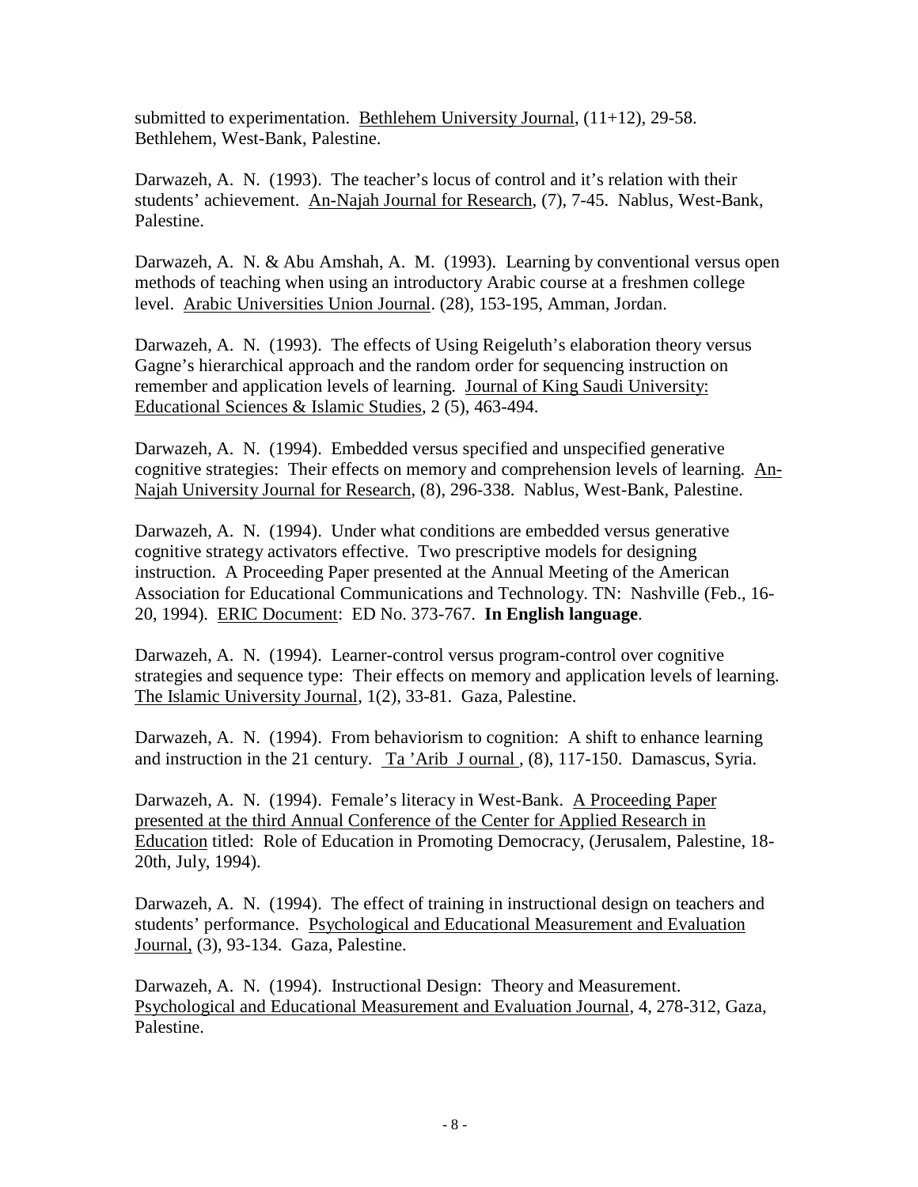submitted to experimentation. Bethlehem University Journal, (11+12), 29-58. Bethlehem, West-Bank, Palestine.

Darwazeh, A. N. (1993). The teacher's locus of control and it's relation with their students' achievement. An-Najah Journal for Research, (7), 7-45. Nablus, West-Bank, Palestine.

Darwazeh, A. N. & Abu Amshah, A. M. (1993). Learning by conventional versus open methods of teaching when using an introductory Arabic course at a freshmen college level. Arabic Universities Union Journal. (28), 153-195, Amman, Jordan.

Darwazeh, A. N. (1993). The effects of Using Reigeluth's elaboration theory versus Gagne's hierarchical approach and the random order for sequencing instruction on remember and application levels of learning. Journal of King Saudi University: Educational Sciences & Islamic Studies, 2 (5), 463-494.

Darwazeh, A. N. (1994). Embedded versus specified and unspecified generative cognitive strategies: Their effects on memory and comprehension levels of learning. An-Najah University Journal for Research, (8), 296-338. Nablus, West-Bank, Palestine.

Darwazeh, A. N. (1994). Under what conditions are embedded versus generative cognitive strategy activators effective. Two prescriptive models for designing instruction. A Proceeding Paper presented at the Annual Meeting of the American Association for Educational Communications and Technology. TN: Nashville (Feb., 16-20, 1994). ERIC Document: ED No. 373-767. **In English language**.

Darwazeh, A. N. (1994). Learner-control versus program-control over cognitive strategies and sequence type: Their effects on memory and application levels of learning. The Islamic University Journal, 1(2), 33-81. Gaza, Palestine.

Darwazeh, A. N. (1994). From behaviorism to cognition: A shift to enhance learning and instruction in the 21 century. Ta 'Arib J ournal , (8), 117-150. Damascus, Syria.

Darwazeh, A. N. (1994). Female's literacy in West-Bank. A Proceeding Paper presented at the third Annual Conference of the Center for Applied Research in Education titled: Role of Education in Promoting Democracy, (Jerusalem, Palestine, 18-20th, July, 1994).

Darwazeh, A. N. (1994). The effect of training in instructional design on teachers and students' performance. Psychological and Educational Measurement and Evaluation Journal, (3), 93-134. Gaza, Palestine.

Darwazeh, A. N. (1994). Instructional Design: Theory and Measurement. Psychological and Educational Measurement and Evaluation Journal, 4, 278-312, Gaza, Palestine.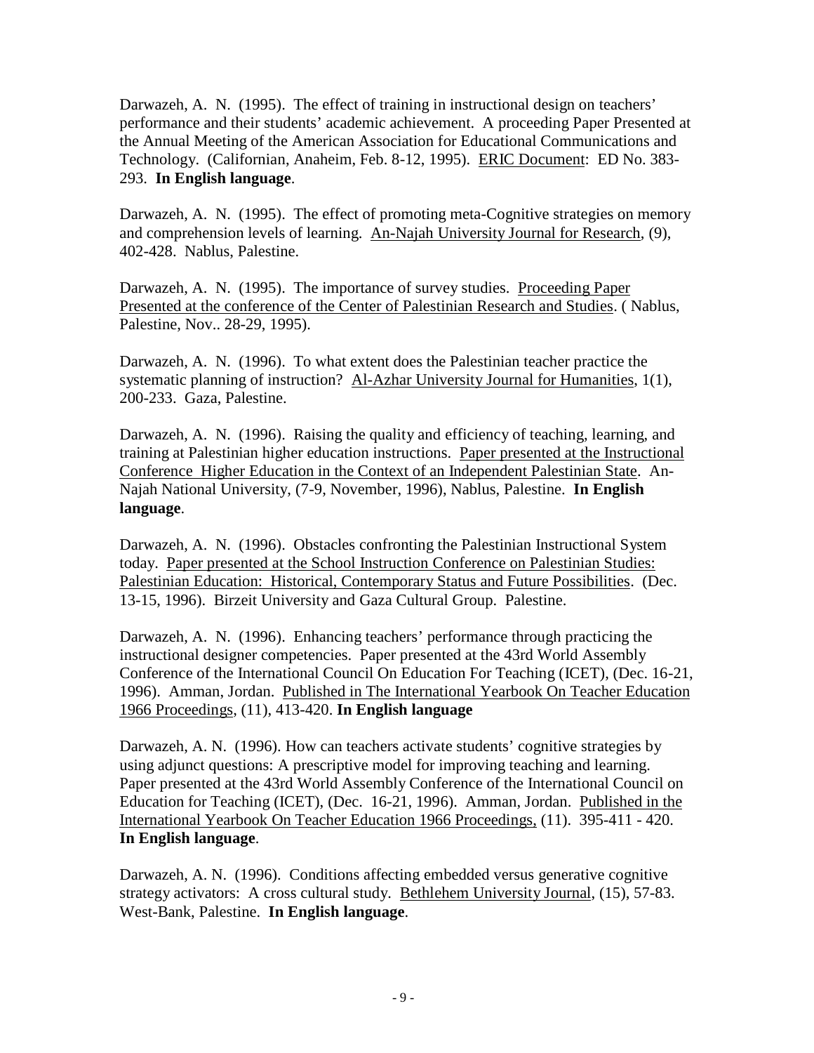Darwazeh, A. N. (1995). The effect of training in instructional design on teachers' performance and their students' academic achievement. A proceeding Paper Presented at the Annual Meeting of the American Association for Educational Communications and Technology. (Californian, Anaheim, Feb. 8-12, 1995). ERIC Document: ED No. 383-293. **In English language**.

Darwazeh, A. N. (1995). The effect of promoting meta-Cognitive strategies on memory and comprehension levels of learning. An-Najah University Journal for Research, (9), 402-428. Nablus, Palestine.

Darwazeh, A. N. (1995). The importance of survey studies. Proceeding Paper Presented at the conference of the Center of Palestinian Research and Studies. ( Nablus, Palestine, Nov.. 28-29, 1995).

Darwazeh, A. N. (1996). To what extent does the Palestinian teacher practice the systematic planning of instruction? Al-Azhar University Journal for Humanities, 1(1), 200-233. Gaza, Palestine.

Darwazeh, A. N. (1996). Raising the quality and efficiency of teaching, learning, and training at Palestinian higher education instructions. Paper presented at the Instructional Conference Higher Education in the Context of an Independent Palestinian State. An-Najah National University, (7-9, November, 1996), Nablus, Palestine. **In English language**.

Darwazeh, A. N. (1996). Obstacles confronting the Palestinian Instructional System today. Paper presented at the School Instruction Conference on Palestinian Studies: Palestinian Education: Historical, Contemporary Status and Future Possibilities. (Dec. 13-15, 1996). Birzeit University and Gaza Cultural Group. Palestine.

Darwazeh, A. N. (1996). Enhancing teachers' performance through practicing the instructional designer competencies. Paper presented at the 43rd World Assembly Conference of the International Council On Education For Teaching (ICET), (Dec. 16-21, 1996). Amman, Jordan. Published in The International Yearbook On Teacher Education 1966 Proceedings, (11), 413-420. **In English language**

Darwazeh, A. N. (1996). How can teachers activate students' cognitive strategies by using adjunct questions: A prescriptive model for improving teaching and learning. Paper presented at the 43rd World Assembly Conference of the International Council on Education for Teaching (ICET), (Dec. 16-21, 1996). Amman, Jordan. Published in the International Yearbook On Teacher Education 1966 Proceedings, (11). 395-411 - 420. **In English language**.

Darwazeh, A. N. (1996). Conditions affecting embedded versus generative cognitive strategy activators: A cross cultural study. Bethlehem University Journal, (15), 57-83. West-Bank, Palestine. **In English language**.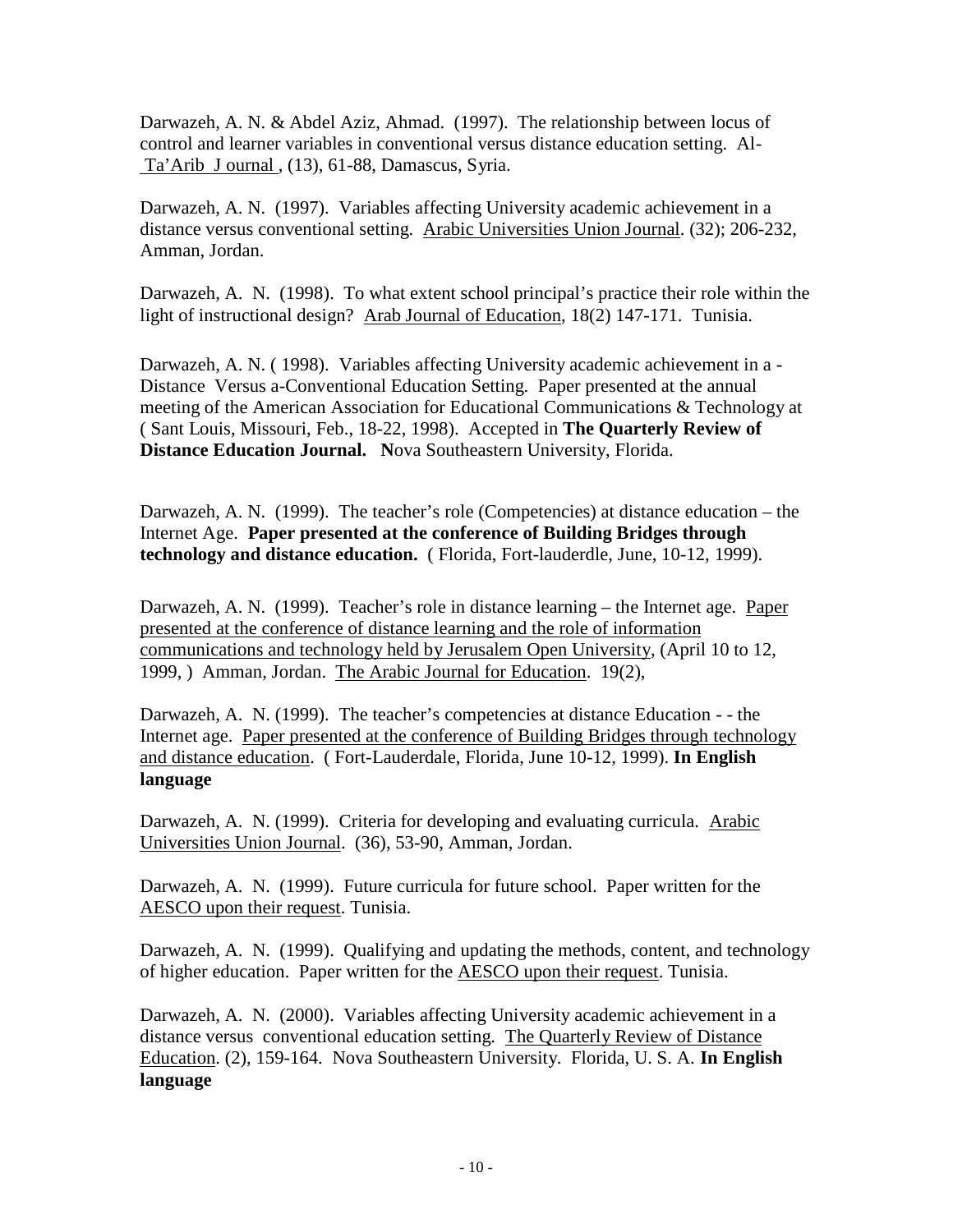Darwazeh, A. N. & Abdel Aziz, Ahmad. (1997). The relationship between locus of control and learner variables in conventional versus distance education setting. Al- Ta'Arib J ournal , (13), 61-88, Damascus, Syria.

Darwazeh, A. N. (1997). Variables affecting University academic achievement in a distance versus conventional setting. Arabic Universities Union Journal. (32); 206-232, Amman, Jordan.

Darwazeh, A. N. (1998). To what extent school principal's practice their role within the light of instructional design? Arab Journal of Education, 18(2) 147-171. Tunisia.

Darwazeh, A. N. ( 1998). Variables affecting University academic achievement in a - Distance Versus a-Conventional Education Setting. Paper presented at the annual meeting of the American Association for Educational Communications & Technology at ( Sant Louis, Missouri, Feb., 18-22, 1998). Accepted in **The Quarterly Review of Distance Education Journal. N**ova Southeastern University, Florida.

Darwazeh, A. N. (1999). The teacher's role (Competencies) at distance education – the Internet Age. **Paper presented at the conference of Building Bridges through technology and distance education.** ( Florida, Fort-lauderdle, June, 10-12, 1999).

Darwazeh, A. N. (1999). Teacher's role in distance learning – the Internet age. Paper presented at the conference of distance learning and the role of information communications and technology held by Jerusalem Open University, (April 10 to 12, 1999, ) Amman, Jordan. The Arabic Journal for Education. 19(2),

Darwazeh, A. N. (1999). The teacher's competencies at distance Education - - the Internet age. Paper presented at the conference of Building Bridges through technology and distance education. ( Fort-Lauderdale, Florida, June 10-12, 1999). **In English language**

Darwazeh, A. N. (1999). Criteria for developing and evaluating curricula. Arabic Universities Union Journal. (36), 53-90, Amman, Jordan.

Darwazeh, A. N. (1999). Future curricula for future school. Paper written for the AESCO upon their request. Tunisia.

Darwazeh, A. N. (1999). Qualifying and updating the methods, content, and technology of higher education. Paper written for the AESCO upon their request. Tunisia.

Darwazeh, A. N. (2000). Variables affecting University academic achievement in a distance versus conventional education setting. The Quarterly Review of Distance Education. (2), 159-164. Nova Southeastern University. Florida, U. S. A. **In English language**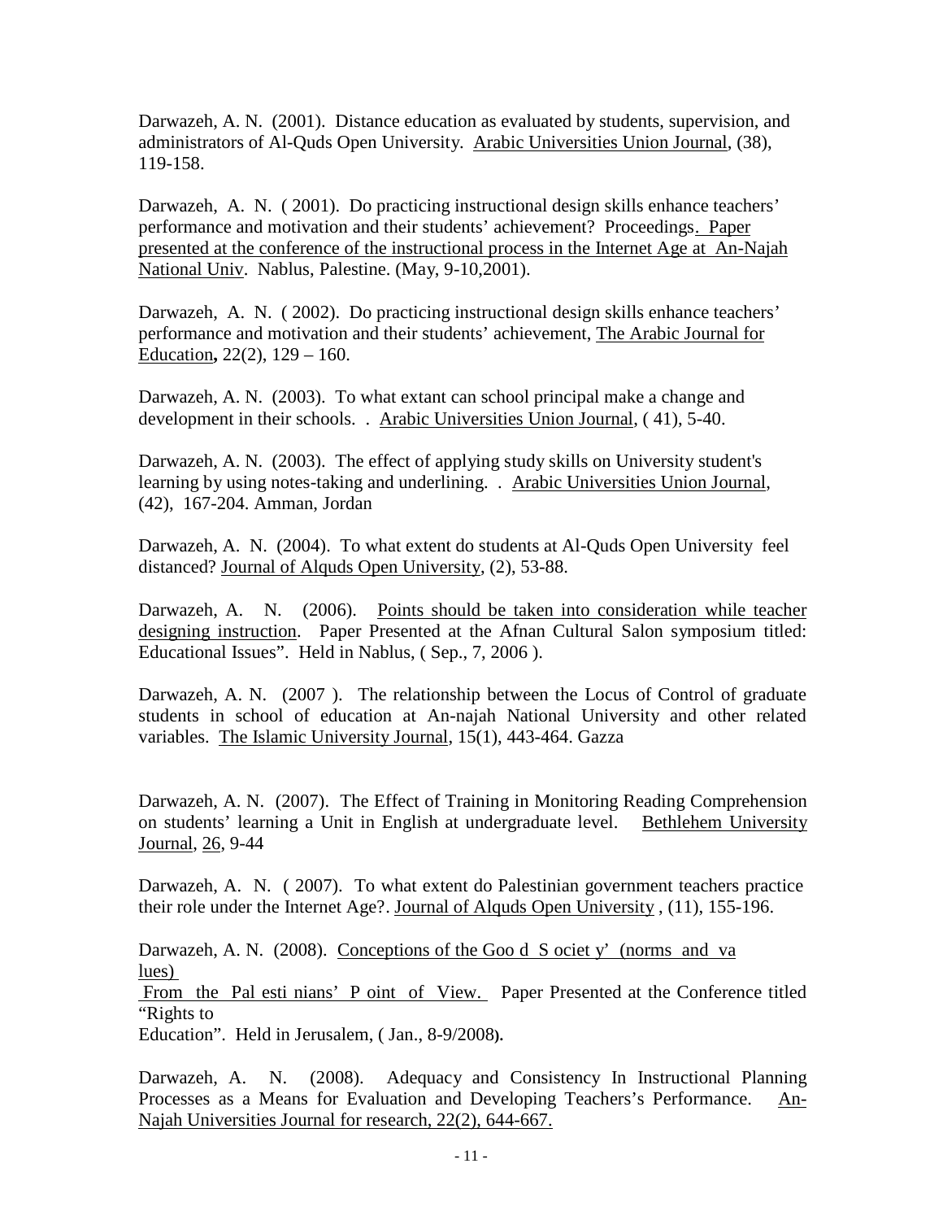Darwazeh, A. N. (2001). Distance education as evaluated by students, supervision, and administrators of Al-Quds Open University. Arabic Universities Union Journal, (38), 119-158.

Darwazeh, A. N. ( 2001). Do practicing instructional design skills enhance teachers' performance and motivation and their students' achievement? Proceedings. Paper presented at the conference of the instructional process in the Internet Age at An-Najah National Univ. Nablus, Palestine. (May, 9-10,2001).

Darwazeh, A. N. ( 2002). Do practicing instructional design skills enhance teachers' performance and motivation and their students' achievement, The Arabic Journal for Education, 22(2), 129 – 160.

Darwazeh, A. N. (2003). To what extant can school principal make a change and development in their schools. . Arabic Universities Union Journal, ( 41), 5-40.

Darwazeh, A. N. (2003). The effect of applying study skills on University student's learning by using notes-taking and underlining. . Arabic Universities Union Journal, (42), 167-204. Amman, Jordan

Darwazeh, A. N. (2004). To what extent do students at Al-Quds Open University feel distanced? Journal of Alquds Open University, (2), 53-88.

Darwazeh, A. N. (2006). Points should be taken into consideration while teacher designing instruction. Paper Presented at the Afnan Cultural Salon symposium titled: Educational Issues". Held in Nablus, ( Sep., 7, 2006 ).

Darwazeh, A. N. (2007 ). The relationship between the Locus of Control of graduate students in school of education at An-najah National University and other related variables. The Islamic University Journal, 15(1), 443-464. Gazza

Darwazeh, A. N. (2007). The Effect of Training in Monitoring Reading Comprehension on students' learning a Unit in English at undergraduate level. Bethlehem University Journal, 26, 9-44

Darwazeh, A. N. ( 2007). To what extent do Palestinian government teachers practice their role under the Internet Age?. Journal of Alquds Open University , (11), 155-196.

Darwazeh, A. N. (2008). Conceptions of the Goo d S ociet y' (norms and va lues) From the Pal esti nians' P oint of View. Paper Presented at the Conference titled "Rights to Education". Held in Jerusalem, ( Jan., 8-9/2008).

Darwazeh, A. N. (2008). Adequacy and Consistency In Instructional Planning Processes as a Means for Evaluation and Developing Teachers's Performance. An-Najah Universities Journal for research, 22(2), 644-667.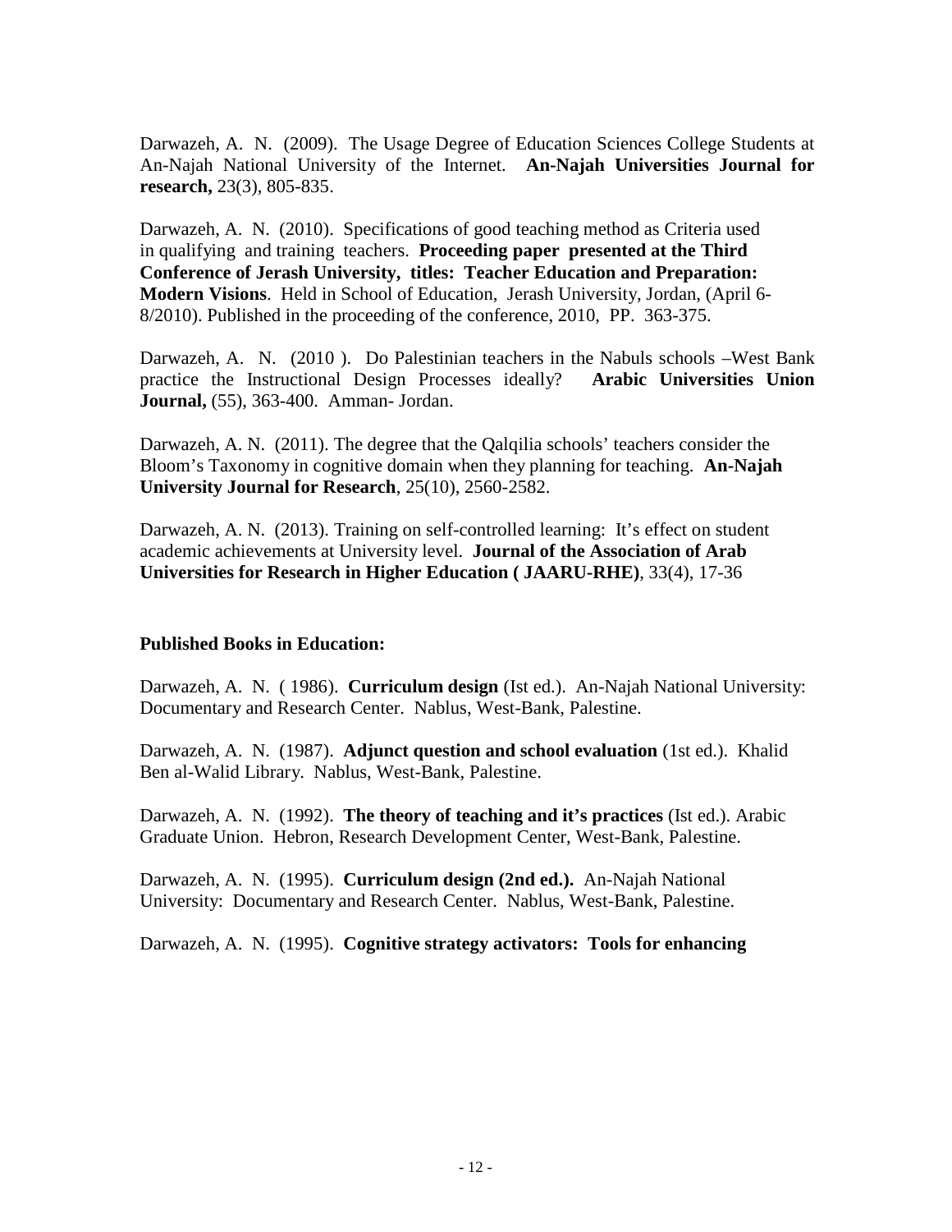Darwazeh, A. N. (2009). The Usage Degree of Education Sciences College Students at An-Najah National University of the Internet. **An-Najah Universities Journal for research,** 23(3), 805-835.

Darwazeh, A. N. (2010). Specifications of good teaching method as Criteria used in qualifying and training teachers. **Proceeding paper presented at the Third Conference of Jerash University, titles: Teacher Education and Preparation: Modern Visions**. Held in School of Education, Jerash University, Jordan, (April 6-8/2010). Published in the proceeding of the conference, 2010, PP. 363-375.

Darwazeh, A. N. (2010 ). Do Palestinian teachers in the Nabuls schools –West Bank practice the Instructional Design Processes ideally? **Arabic Universities Union Journal,** (55), 363-400. Amman- Jordan.

Darwazeh, A. N. (2011). The degree that the Qalqilia schools' teachers consider the Bloom's Taxonomy in cognitive domain when they planning for teaching. **An-Najah University Journal for Research**, 25(10), 2560-2582.

Darwazeh, A. N. (2013). Training on self-controlled learning: It's effect on student academic achievements at University level. **Journal of the Association of Arab Universities for Research in Higher Education ( JAARU-RHE)**, 33(4), 17-36

**Published Books in Education:**

Darwazeh, A. N. ( 1986). **Curriculum design** (Ist ed.). An-Najah National University: Documentary and Research Center. Nablus, West-Bank, Palestine.

Darwazeh, A. N. (1987). **Adjunct question and school evaluation** (1st ed.). Khalid Ben al-Walid Library. Nablus, West-Bank, Palestine.

Darwazeh, A. N. (1992). **The theory of teaching and it's practices** (Ist ed.). Arabic Graduate Union. Hebron, Research Development Center, West-Bank, Palestine.

Darwazeh, A. N. (1995). **Curriculum design (2nd ed.).** An-Najah National University: Documentary and Research Center. Nablus, West-Bank, Palestine.

Darwazeh, A. N. (1995). **Cognitive strategy activators: Tools for enhancing**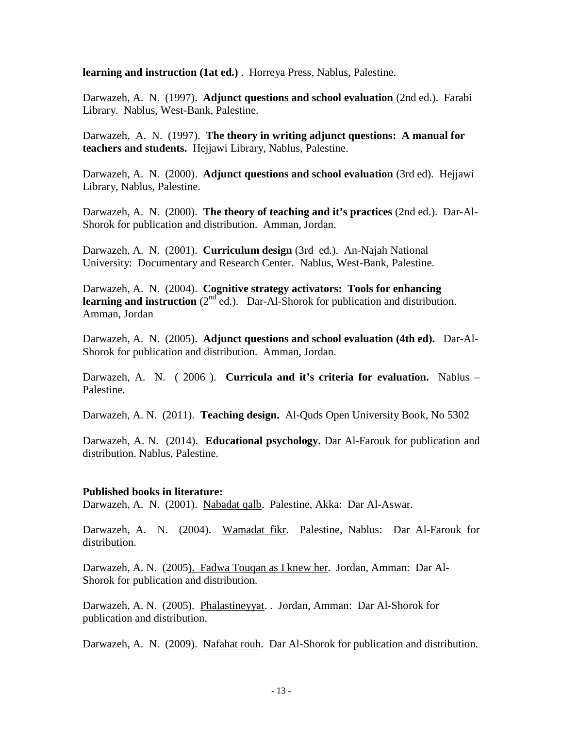**learning and instruction (1at ed.)** . Horreya Press, Nablus, Palestine.

Darwazeh, A. N. (1997). **Adjunct questions and school evaluation** (2nd ed.). Farabi Library. Nablus, West-Bank, Palestine.

Darwazeh, A. N. (1997). **The theory in writing adjunct questions: A manual for teachers and students.** Hejjawi Library, Nablus, Palestine.

Darwazeh, A. N. (2000). **Adjunct questions and school evaluation** (3rd ed). Hejjawi Library, Nablus, Palestine.

Darwazeh, A. N. (2000). **The theory of teaching and it's practices** (2nd ed.). Dar-Al-Shorok for publication and distribution. Amman, Jordan.

Darwazeh, A. N. (2001). **Curriculum design** (3rd ed.). An-Najah National University: Documentary and Research Center. Nablus, West-Bank, Palestine.

Darwazeh, A. N. (2004). **Cognitive strategy activators: Tools for enhancing learning and instruction** (2nd ed.). Dar-Al-Shorok for publication and distribution. Amman, Jordan

Darwazeh, A. N. (2005). **Adjunct questions and school evaluation (4th ed).** Dar-Al-Shorok for publication and distribution. Amman, Jordan.

Darwazeh, A. N. ( 2006 ). **Curricula and it's criteria for evaluation.** Nablus – Palestine.

Darwazeh, A. N. (2011). **Teaching design.** Al-Quds Open University Book, No 5302

Darwazeh, A. N. (2014). **Educational psychology.** Dar Al-Farouk for publication and distribution. Nablus, Palestine.

**Published books in literature:**

Darwazeh, A. N. (2001). <u>Nabadat qalb</u>. Palestine, Akka: Dar Al-Aswar.

Darwazeh, A. N. (2004). <u>Wamadat fikr</u>. Palestine, Nablus: Dar Al-Farouk for distribution.

Darwazeh, A. N. (2005). <u>Fadwa Touqan as I knew her</u>. Jordan, Amman: Dar Al-Shorok for publication and distribution.

Darwazeh, A. N. (2005). <u>Phalastineyyat</u>. . Jordan, Amman: Dar Al-Shorok for publication and distribution.

Darwazeh, A. N. (2009). <u>Nafahat rouh</u>. Dar Al-Shorok for publication and distribution.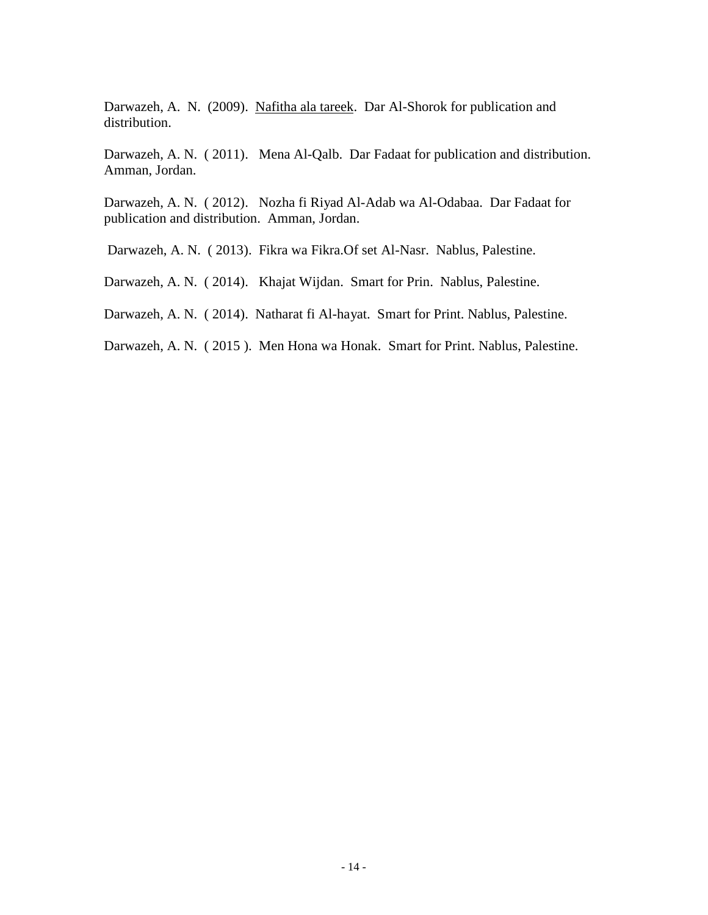Darwazeh, A. N. (2009). <u>Nafitha ala tareek</u>. Dar Al-Shorok for publication and distribution.

Darwazeh, A. N. ( 2011). Mena Al-Qalb. Dar Fadaat for publication and distribution. Amman, Jordan.

Darwazeh, A. N. ( 2012). Nozha fi Riyad Al-Adab wa Al-Odabaa. Dar Fadaat for publication and distribution. Amman, Jordan.

Darwazeh, A. N. ( 2013). Fikra wa Fikra.Of set Al-Nasr. Nablus, Palestine.

Darwazeh, A. N. ( 2014). Khajat Wijdan. Smart for Prin. Nablus, Palestine.

Darwazeh, A. N. ( 2014). Natharat fi Al-hayat. Smart for Print. Nablus, Palestine.

Darwazeh, A. N. ( 2015 ). Men Hona wa Honak. Smart for Print. Nablus, Palestine.